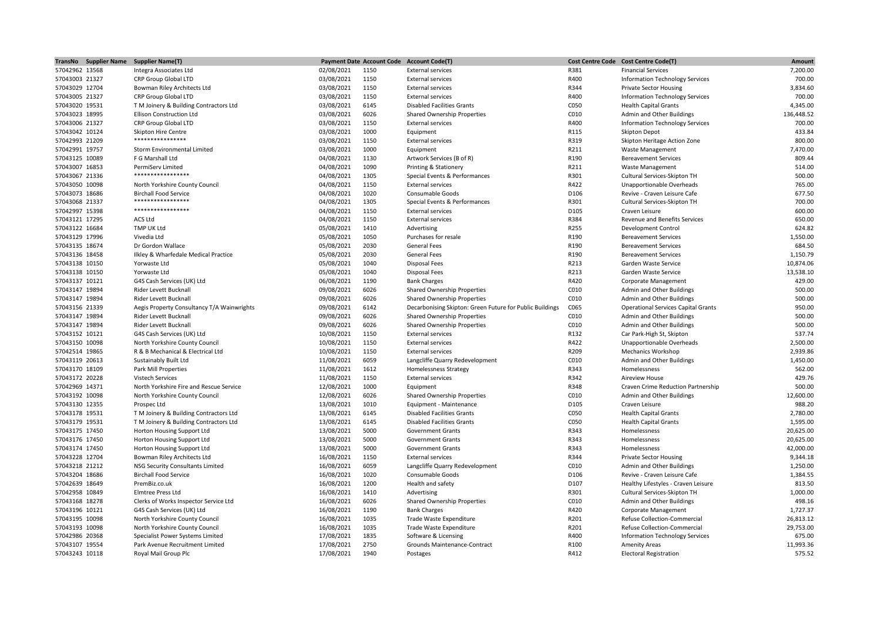| TransNo | Supplier Name | Supplier Name(T) | Payment Date | Account Code | Account Code(T) | Cost Centre Code | Cost Centre Code(T) | Amount |
|---|---|---|---|---|---|---|---|---|
| 57042962 | 13568 | Integra Associates Ltd | 02/08/2021 | 1150 | External services | R381 | Financial Services | 7,200.00 |
| 57043003 | 21327 | CRP Group Global LTD | 03/08/2021 | 1150 | External services | R400 | Information Technology Services | 700.00 |
| 57043029 | 12704 | Bowman Riley Architects Ltd | 03/08/2021 | 1150 | External services | R344 | Private Sector Housing | 3,834.60 |
| 57043005 | 21327 | CRP Group Global LTD | 03/08/2021 | 1150 | External services | R400 | Information Technology Services | 700.00 |
| 57043020 | 19531 | T M Joinery & Building Contractors Ltd | 03/08/2021 | 6145 | Disabled Facilities Grants | C050 | Health Capital Grants | 4,345.00 |
| 57043023 | 18995 | Ellison Construction Ltd | 03/08/2021 | 6026 | Shared Ownership Properties | C010 | Admin and Other Buildings | 136,448.52 |
| 57043006 | 21327 | CRP Group Global LTD | 03/08/2021 | 1150 | External services | R400 | Information Technology Services | 700.00 |
| 57043042 | 10124 | Skipton Hire Centre | 03/08/2021 | 1000 | Equipment | R115 | Skipton Depot | 433.84 |
| 57042993 | 21209 | **************** | 03/08/2021 | 1150 | External services | R319 | Skipton Heritage Action Zone | 800.00 |
| 57042991 | 19757 | Storm Environmental Limited | 03/08/2021 | 1000 | Equipment | R211 | Waste Management | 7,470.00 |
| 57043125 | 10089 | F G Marshall Ltd | 04/08/2021 | 1130 | Artwork Services (B of R) | R190 | Bereavement Services | 809.44 |
| 57043007 | 16853 | PermiServ Limited | 04/08/2021 | 1090 | Printing & Stationery | R211 | Waste Management | 514.00 |
| 57043067 | 21336 | ***************** | 04/08/2021 | 1305 | Special Events & Performances | R301 | Cultural Services-Skipton TH | 500.00 |
| 57043050 | 10098 | North Yorkshire County Council | 04/08/2021 | 1150 | External services | R422 | Unapportionable Overheads | 765.00 |
| 57043073 | 18686 | Birchall Food Service | 04/08/2021 | 1020 | Consumable Goods | D106 | Revive - Craven Leisure Cafe | 677.50 |
| 57043068 | 21337 | ***************** | 04/08/2021 | 1305 | Special Events & Performances | R301 | Cultural Services-Skipton TH | 700.00 |
| 57042997 | 15398 | ***************** | 04/08/2021 | 1150 | External services | D105 | Craven Leisure | 600.00 |
| 57043121 | 17295 | ACS Ltd | 04/08/2021 | 1150 | External services | R384 | Revenue and Benefits Services | 650.00 |
| 57043122 | 16684 | TMP UK Ltd | 05/08/2021 | 1410 | Advertising | R255 | Development Control | 624.82 |
| 57043129 | 17996 | Vivedia Ltd | 05/08/2021 | 1050 | Purchases for resale | R190 | Bereavement Services | 1,550.00 |
| 57043135 | 18674 | Dr Gordon Wallace | 05/08/2021 | 2030 | General Fees | R190 | Bereavement Services | 684.50 |
| 57043136 | 18458 | Ilkley & Wharfedale Medical Practice | 05/08/2021 | 2030 | General Fees | R190 | Bereavement Services | 1,150.79 |
| 57043138 | 10150 | Yorwaste Ltd | 05/08/2021 | 1040 | Disposal Fees | R213 | Garden Waste Service | 10,874.06 |
| 57043138 | 10150 | Yorwaste Ltd | 05/08/2021 | 1040 | Disposal Fees | R213 | Garden Waste Service | 13,538.10 |
| 57043137 | 10121 | G4S Cash Services (UK) Ltd | 06/08/2021 | 1190 | Bank Charges | R420 | Corporate Management | 429.00 |
| 57043147 | 19894 | Rider Levett Bucknall | 09/08/2021 | 6026 | Shared Ownership Properties | C010 | Admin and Other Buildings | 500.00 |
| 57043147 | 19894 | Rider Levett Bucknall | 09/08/2021 | 6026 | Shared Ownership Properties | C010 | Admin and Other Buildings | 500.00 |
| 57043156 | 21339 | Aegis Property Consultancy T/A Wainwrights | 09/08/2021 | 6142 | Decarbonising Skipton: Green Future for Public Buildings | C065 | Operational Services Capital Grants | 950.00 |
| 57043147 | 19894 | Rider Levett Bucknall | 09/08/2021 | 6026 | Shared Ownership Properties | C010 | Admin and Other Buildings | 500.00 |
| 57043147 | 19894 | Rider Levett Bucknall | 09/08/2021 | 6026 | Shared Ownership Properties | C010 | Admin and Other Buildings | 500.00 |
| 57043152 | 10121 | G4S Cash Services (UK) Ltd | 10/08/2021 | 1150 | External services | R132 | Car Park-High St, Skipton | 537.74 |
| 57043150 | 10098 | North Yorkshire County Council | 10/08/2021 | 1150 | External services | R422 | Unapportionable Overheads | 2,500.00 |
| 57042514 | 19865 | R & B Mechanical & Electrical Ltd | 10/08/2021 | 1150 | External services | R209 | Mechanics Workshop | 2,939.86 |
| 57043119 | 20613 | Sustainably Built Ltd | 11/08/2021 | 6059 | Langcliffe Quarry Redevelopment | C010 | Admin and Other Buildings | 1,450.00 |
| 57043170 | 18109 | Park Mill Properties | 11/08/2021 | 1612 | Homelessness Strategy | R343 | Homelessness | 562.00 |
| 57043172 | 20228 | Vistech Services | 11/08/2021 | 1150 | External services | R342 | Aireview House | 429.76 |
| 57042969 | 14371 | North Yorkshire Fire and Rescue Service | 12/08/2021 | 1000 | Equipment | R348 | Craven Crime Reduction Partnership | 500.00 |
| 57043192 | 10098 | North Yorkshire County Council | 12/08/2021 | 6026 | Shared Ownership Properties | C010 | Admin and Other Buildings | 12,600.00 |
| 57043130 | 12355 | Prospec Ltd | 13/08/2021 | 1010 | Equipment - Maintenance | D105 | Craven Leisure | 988.20 |
| 57043178 | 19531 | T M Joinery & Building Contractors Ltd | 13/08/2021 | 6145 | Disabled Facilities Grants | C050 | Health Capital Grants | 2,780.00 |
| 57043179 | 19531 | T M Joinery & Building Contractors Ltd | 13/08/2021 | 6145 | Disabled Facilities Grants | C050 | Health Capital Grants | 1,595.00 |
| 57043175 | 17450 | Horton Housing Support Ltd | 13/08/2021 | 5000 | Government Grants | R343 | Homelessness | 20,625.00 |
| 57043176 | 17450 | Horton Housing Support Ltd | 13/08/2021 | 5000 | Government Grants | R343 | Homelessness | 20,625.00 |
| 57043174 | 17450 | Horton Housing Support Ltd | 13/08/2021 | 5000 | Government Grants | R343 | Homelessness | 42,000.00 |
| 57043228 | 12704 | Bowman Riley Architects Ltd | 16/08/2021 | 1150 | External services | R344 | Private Sector Housing | 9,344.18 |
| 57043218 | 21212 | NSG Security Consultants Limited | 16/08/2021 | 6059 | Langcliffe Quarry Redevelopment | C010 | Admin and Other Buildings | 1,250.00 |
| 57043204 | 18686 | Birchall Food Service | 16/08/2021 | 1020 | Consumable Goods | D106 | Revive - Craven Leisure Cafe | 1,384.55 |
| 57042639 | 18649 | PremBiz.co.uk | 16/08/2021 | 1200 | Health and safety | D107 | Healthy Lifestyles - Craven Leisure | 813.50 |
| 57042958 | 10849 | Elmtree Press Ltd | 16/08/2021 | 1410 | Advertising | R301 | Cultural Services-Skipton TH | 1,000.00 |
| 57043168 | 18278 | Clerks of Works Inspector Service Ltd | 16/08/2021 | 6026 | Shared Ownership Properties | C010 | Admin and Other Buildings | 498.16 |
| 57043196 | 10121 | G4S Cash Services (UK) Ltd | 16/08/2021 | 1190 | Bank Charges | R420 | Corporate Management | 1,727.37 |
| 57043195 | 10098 | North Yorkshire County Council | 16/08/2021 | 1035 | Trade Waste Expenditure | R201 | Refuse Collection-Commercial | 26,813.12 |
| 57043193 | 10098 | North Yorkshire County Council | 16/08/2021 | 1035 | Trade Waste Expenditure | R201 | Refuse Collection-Commercial | 29,753.00 |
| 57042986 | 20368 | Specialist Power Systems Limited | 17/08/2021 | 1835 | Software & Licensing | R400 | Information Technology Services | 675.00 |
| 57043107 | 19554 | Park Avenue Recruitment Limited | 17/08/2021 | 2750 | Grounds Maintenance-Contract | R100 | Amenity Areas | 11,993.36 |
| 57043243 | 10118 | Royal Mail Group Plc | 17/08/2021 | 1940 | Postages | R412 | Electoral Registration | 575.52 |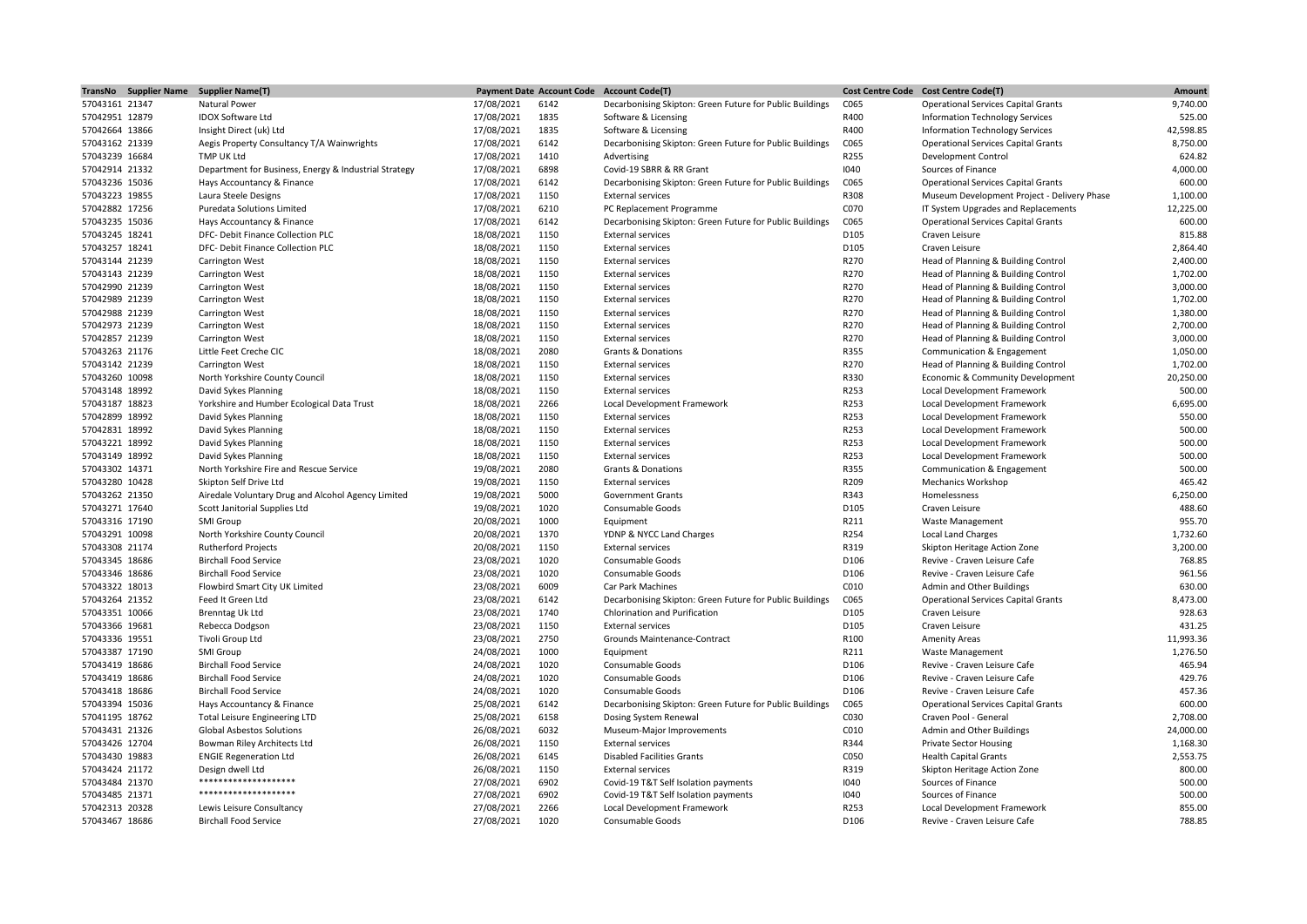| TransNo | Supplier Name | Supplier Name(T) | Payment Date | Account Code | Account Code(T) | Cost Centre Code | Cost Centre Code(T) | Amount |
|---|---|---|---|---|---|---|---|---|
| 57043161 | 21347 | Natural Power | 17/08/2021 | 6142 | Decarbonising Skipton: Green Future for Public Buildings | C065 | Operational Services Capital Grants | 9,740.00 |
| 57042951 | 12879 | IDOX Software Ltd | 17/08/2021 | 1835 | Software & Licensing | R400 | Information Technology Services | 525.00 |
| 57042664 | 13866 | Insight Direct (uk) Ltd | 17/08/2021 | 1835 | Software & Licensing | R400 | Information Technology Services | 42,598.85 |
| 57043162 | 21339 | Aegis Property Consultancy T/A Wainwrights | 17/08/2021 | 6142 | Decarbonising Skipton: Green Future for Public Buildings | C065 | Operational Services Capital Grants | 8,750.00 |
| 57043239 | 16684 | TMP UK Ltd | 17/08/2021 | 1410 | Advertising | R255 | Development Control | 624.82 |
| 57042914 | 21332 | Department for Business, Energy & Industrial Strategy | 17/08/2021 | 6898 | Covid-19 SBRR & RR Grant | I040 | Sources of Finance | 4,000.00 |
| 57043236 | 15036 | Hays Accountancy & Finance | 17/08/2021 | 6142 | Decarbonising Skipton: Green Future for Public Buildings | C065 | Operational Services Capital Grants | 600.00 |
| 57043223 | 19855 | Laura Steele Designs | 17/08/2021 | 1150 | External services | R308 | Museum Development Project - Delivery Phase | 1,100.00 |
| 57042882 | 17256 | Puredata Solutions Limited | 17/08/2021 | 6210 | PC Replacement Programme | C070 | IT System Upgrades and Replacements | 12,225.00 |
| 57043235 | 15036 | Hays Accountancy & Finance | 17/08/2021 | 6142 | Decarbonising Skipton: Green Future for Public Buildings | C065 | Operational Services Capital Grants | 600.00 |
| 57043245 | 18241 | DFC- Debit Finance Collection PLC | 18/08/2021 | 1150 | External services | D105 | Craven Leisure | 815.88 |
| 57043257 | 18241 | DFC- Debit Finance Collection PLC | 18/08/2021 | 1150 | External services | D105 | Craven Leisure | 2,864.40 |
| 57043144 | 21239 | Carrington West | 18/08/2021 | 1150 | External services | R270 | Head of Planning & Building Control | 2,400.00 |
| 57043143 | 21239 | Carrington West | 18/08/2021 | 1150 | External services | R270 | Head of Planning & Building Control | 1,702.00 |
| 57042990 | 21239 | Carrington West | 18/08/2021 | 1150 | External services | R270 | Head of Planning & Building Control | 3,000.00 |
| 57042989 | 21239 | Carrington West | 18/08/2021 | 1150 | External services | R270 | Head of Planning & Building Control | 1,702.00 |
| 57042988 | 21239 | Carrington West | 18/08/2021 | 1150 | External services | R270 | Head of Planning & Building Control | 1,380.00 |
| 57042973 | 21239 | Carrington West | 18/08/2021 | 1150 | External services | R270 | Head of Planning & Building Control | 2,700.00 |
| 57042857 | 21239 | Carrington West | 18/08/2021 | 1150 | External services | R270 | Head of Planning & Building Control | 3,000.00 |
| 57043263 | 21176 | Little Feet Creche CIC | 18/08/2021 | 2080 | Grants & Donations | R355 | Communication & Engagement | 1,050.00 |
| 57043142 | 21239 | Carrington West | 18/08/2021 | 1150 | External services | R270 | Head of Planning & Building Control | 1,702.00 |
| 57043260 | 10098 | North Yorkshire County Council | 18/08/2021 | 1150 | External services | R330 | Economic & Community Development | 20,250.00 |
| 57043148 | 18992 | David Sykes Planning | 18/08/2021 | 1150 | External services | R253 | Local Development Framework | 500.00 |
| 57043187 | 18823 | Yorkshire and Humber Ecological Data Trust | 18/08/2021 | 2266 | Local Development Framework | R253 | Local Development Framework | 6,695.00 |
| 57042899 | 18992 | David Sykes Planning | 18/08/2021 | 1150 | External services | R253 | Local Development Framework | 550.00 |
| 57042831 | 18992 | David Sykes Planning | 18/08/2021 | 1150 | External services | R253 | Local Development Framework | 500.00 |
| 57043221 | 18992 | David Sykes Planning | 18/08/2021 | 1150 | External services | R253 | Local Development Framework | 500.00 |
| 57043149 | 18992 | David Sykes Planning | 18/08/2021 | 1150 | External services | R253 | Local Development Framework | 500.00 |
| 57043302 | 14371 | North Yorkshire Fire and Rescue Service | 19/08/2021 | 2080 | Grants & Donations | R355 | Communication & Engagement | 500.00 |
| 57043280 | 10428 | Skipton Self Drive Ltd | 19/08/2021 | 1150 | External services | R209 | Mechanics Workshop | 465.42 |
| 57043262 | 21350 | Airedale Voluntary Drug and Alcohol Agency Limited | 19/08/2021 | 5000 | Government Grants | R343 | Homelessness | 6,250.00 |
| 57043271 | 17640 | Scott Janitorial Supplies Ltd | 19/08/2021 | 1020 | Consumable Goods | D105 | Craven Leisure | 488.60 |
| 57043316 | 17190 | SMI Group | 20/08/2021 | 1000 | Equipment | R211 | Waste Management | 955.70 |
| 57043291 | 10098 | North Yorkshire County Council | 20/08/2021 | 1370 | YDNP & NYCC Land Charges | R254 | Local Land Charges | 1,732.60 |
| 57043308 | 21174 | Rutherford Projects | 20/08/2021 | 1150 | External services | R319 | Skipton Heritage Action Zone | 3,200.00 |
| 57043345 | 18686 | Birchall Food Service | 23/08/2021 | 1020 | Consumable Goods | D106 | Revive - Craven Leisure Cafe | 768.85 |
| 57043346 | 18686 | Birchall Food Service | 23/08/2021 | 1020 | Consumable Goods | D106 | Revive - Craven Leisure Cafe | 961.56 |
| 57043322 | 18013 | Flowbird Smart City UK Limited | 23/08/2021 | 6009 | Car Park Machines | C010 | Admin and Other Buildings | 630.00 |
| 57043264 | 21352 | Feed It Green Ltd | 23/08/2021 | 6142 | Decarbonising Skipton: Green Future for Public Buildings | C065 | Operational Services Capital Grants | 8,473.00 |
| 57043351 | 10066 | Brenntag Uk Ltd | 23/08/2021 | 1740 | Chlorination and Purification | D105 | Craven Leisure | 928.63 |
| 57043366 | 19681 | Rebecca Dodgson | 23/08/2021 | 1150 | External services | D105 | Craven Leisure | 431.25 |
| 57043336 | 19551 | Tivoli Group Ltd | 23/08/2021 | 2750 | Grounds Maintenance-Contract | R100 | Amenity Areas | 11,993.36 |
| 57043387 | 17190 | SMI Group | 24/08/2021 | 1000 | Equipment | R211 | Waste Management | 1,276.50 |
| 57043419 | 18686 | Birchall Food Service | 24/08/2021 | 1020 | Consumable Goods | D106 | Revive - Craven Leisure Cafe | 465.94 |
| 57043419 | 18686 | Birchall Food Service | 24/08/2021 | 1020 | Consumable Goods | D106 | Revive - Craven Leisure Cafe | 429.76 |
| 57043418 | 18686 | Birchall Food Service | 24/08/2021 | 1020 | Consumable Goods | D106 | Revive - Craven Leisure Cafe | 457.36 |
| 57043394 | 15036 | Hays Accountancy & Finance | 25/08/2021 | 6142 | Decarbonising Skipton: Green Future for Public Buildings | C065 | Operational Services Capital Grants | 600.00 |
| 57041195 | 18762 | Total Leisure Engineering LTD | 25/08/2021 | 6158 | Dosing System Renewal | C030 | Craven Pool - General | 2,708.00 |
| 57043431 | 21326 | Global Asbestos Solutions | 26/08/2021 | 6032 | Museum-Major Improvements | C010 | Admin and Other Buildings | 24,000.00 |
| 57043426 | 12704 | Bowman Riley Architects Ltd | 26/08/2021 | 1150 | External services | R344 | Private Sector Housing | 1,168.30 |
| 57043430 | 19883 | ENGIE Regeneration Ltd | 26/08/2021 | 6145 | Disabled Facilities Grants | C050 | Health Capital Grants | 2,553.75 |
| 57043424 | 21172 | Design dwell Ltd | 26/08/2021 | 1150 | External services | R319 | Skipton Heritage Action Zone | 800.00 |
| 57043484 | 21370 | ******************** | 27/08/2021 | 6902 | Covid-19 T&T Self Isolation payments | I040 | Sources of Finance | 500.00 |
| 57043485 | 21371 | ******************** | 27/08/2021 | 6902 | Covid-19 T&T Self Isolation payments | I040 | Sources of Finance | 500.00 |
| 57042313 | 20328 | Lewis Leisure Consultancy | 27/08/2021 | 2266 | Local Development Framework | R253 | Local Development Framework | 855.00 |
| 57043467 | 18686 | Birchall Food Service | 27/08/2021 | 1020 | Consumable Goods | D106 | Revive - Craven Leisure Cafe | 788.85 |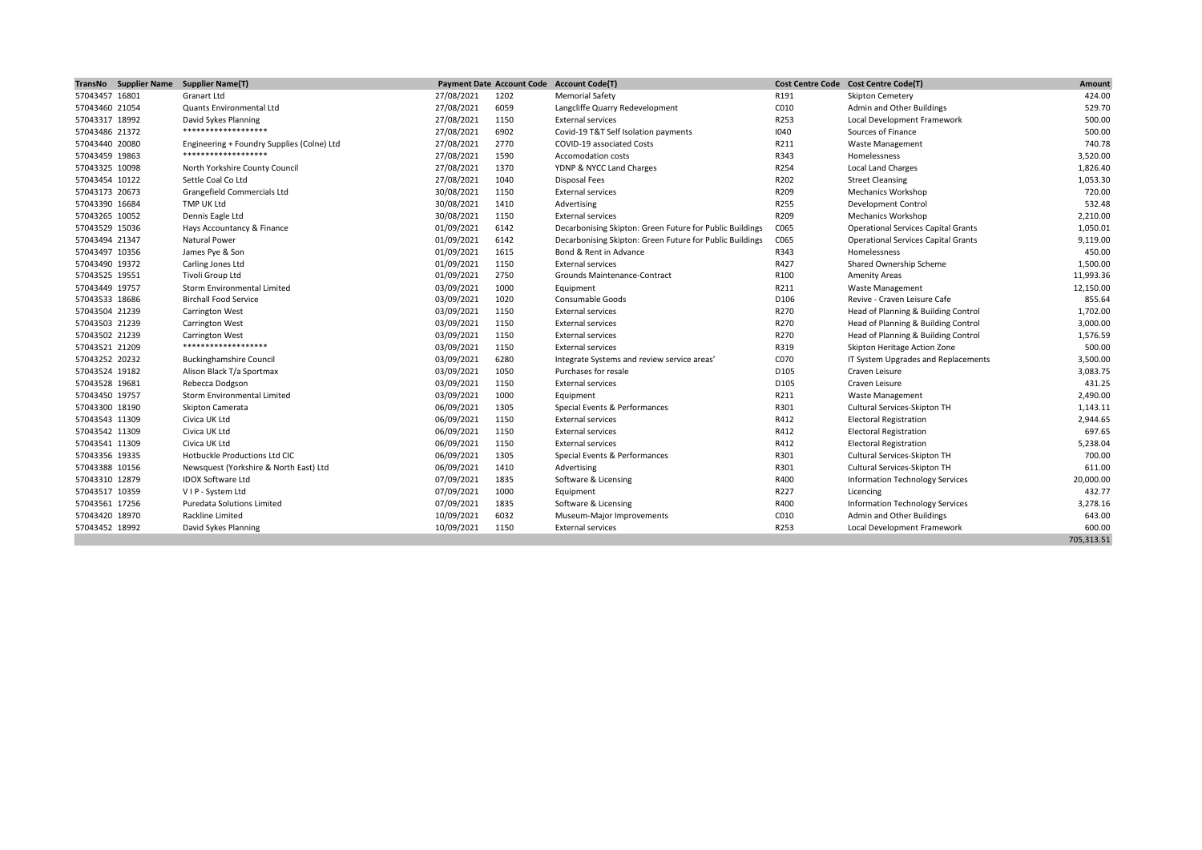| TransNo | Supplier Name | Supplier Name(T) | Payment Date | Account Code | Account Code(T) | Cost Centre Code | Cost Centre Code(T) | Amount |
|---|---|---|---|---|---|---|---|---|
| 57043457 | 16801 | Granart Ltd | 27/08/2021 | 1202 | Memorial Safety | R191 | Skipton Cemetery | 424.00 |
| 57043460 | 21054 | Quants Environmental Ltd | 27/08/2021 | 6059 | Langcliffe Quarry Redevelopment | C010 | Admin and Other Buildings | 529.70 |
| 57043317 | 18992 | David Sykes Planning | 27/08/2021 | 1150 | External services | R253 | Local Development Framework | 500.00 |
| 57043486 | 21372 | ****************** | 27/08/2021 | 6902 | Covid-19 T&T Self Isolation payments | I040 | Sources of Finance | 500.00 |
| 57043440 | 20080 | Engineering + Foundry Supplies (Colne) Ltd | 27/08/2021 | 2770 | COVID-19 associated Costs | R211 | Waste Management | 740.78 |
| 57043459 | 19863 | ****************** | 27/08/2021 | 1590 | Accomodation costs | R343 | Homelessness | 3,520.00 |
| 57043325 | 10098 | North Yorkshire County Council | 27/08/2021 | 1370 | YDNP & NYCC Land Charges | R254 | Local Land Charges | 1,826.40 |
| 57043454 | 10122 | Settle Coal Co Ltd | 27/08/2021 | 1040 | Disposal Fees | R202 | Street Cleansing | 1,053.30 |
| 57043173 | 20673 | Grangefield Commercials Ltd | 30/08/2021 | 1150 | External services | R209 | Mechanics Workshop | 720.00 |
| 57043390 | 16684 | TMP UK Ltd | 30/08/2021 | 1410 | Advertising | R255 | Development Control | 532.48 |
| 57043265 | 10052 | Dennis Eagle Ltd | 30/08/2021 | 1150 | External services | R209 | Mechanics Workshop | 2,210.00 |
| 57043529 | 15036 | Hays Accountancy & Finance | 01/09/2021 | 6142 | Decarbonising Skipton: Green Future for Public Buildings | C065 | Operational Services Capital Grants | 1,050.01 |
| 57043494 | 21347 | Natural Power | 01/09/2021 | 6142 | Decarbonising Skipton: Green Future for Public Buildings | C065 | Operational Services Capital Grants | 9,119.00 |
| 57043497 | 10356 | James Pye & Son | 01/09/2021 | 1615 | Bond & Rent in Advance | R343 | Homelessness | 450.00 |
| 57043490 | 19372 | Carling Jones Ltd | 01/09/2021 | 1150 | External services | R427 | Shared Ownership Scheme | 1,500.00 |
| 57043525 | 19551 | Tivoli Group Ltd | 01/09/2021 | 2750 | Grounds Maintenance-Contract | R100 | Amenity Areas | 11,993.36 |
| 57043449 | 19757 | Storm Environmental Limited | 03/09/2021 | 1000 | Equipment | R211 | Waste Management | 12,150.00 |
| 57043533 | 18686 | Birchall Food Service | 03/09/2021 | 1020 | Consumable Goods | D106 | Revive - Craven Leisure Cafe | 855.64 |
| 57043504 | 21239 | Carrington West | 03/09/2021 | 1150 | External services | R270 | Head of Planning & Building Control | 1,702.00 |
| 57043503 | 21239 | Carrington West | 03/09/2021 | 1150 | External services | R270 | Head of Planning & Building Control | 3,000.00 |
| 57043502 | 21239 | Carrington West | 03/09/2021 | 1150 | External services | R270 | Head of Planning & Building Control | 1,576.59 |
| 57043521 | 21209 | ****************** | 03/09/2021 | 1150 | External services | R319 | Skipton Heritage Action Zone | 500.00 |
| 57043252 | 20232 | Buckinghamshire Council | 03/09/2021 | 6280 | Integrate Systems and review service areas' | C070 | IT System Upgrades and Replacements | 3,500.00 |
| 57043524 | 19182 | Alison Black T/a Sportmax | 03/09/2021 | 1050 | Purchases for resale | D105 | Craven Leisure | 3,083.75 |
| 57043528 | 19681 | Rebecca Dodgson | 03/09/2021 | 1150 | External services | D105 | Craven Leisure | 431.25 |
| 57043450 | 19757 | Storm Environmental Limited | 03/09/2021 | 1000 | Equipment | R211 | Waste Management | 2,490.00 |
| 57043300 | 18190 | Skipton Camerata | 06/09/2021 | 1305 | Special Events & Performances | R301 | Cultural Services-Skipton TH | 1,143.11 |
| 57043543 | 11309 | Civica UK Ltd | 06/09/2021 | 1150 | External services | R412 | Electoral Registration | 2,944.65 |
| 57043542 | 11309 | Civica UK Ltd | 06/09/2021 | 1150 | External services | R412 | Electoral Registration | 697.65 |
| 57043541 | 11309 | Civica UK Ltd | 06/09/2021 | 1150 | External services | R412 | Electoral Registration | 5,238.04 |
| 57043356 | 19335 | Hotbuckle Productions Ltd CIC | 06/09/2021 | 1305 | Special Events & Performances | R301 | Cultural Services-Skipton TH | 700.00 |
| 57043388 | 10156 | Newsquest (Yorkshire & North East) Ltd | 06/09/2021 | 1410 | Advertising | R301 | Cultural Services-Skipton TH | 611.00 |
| 57043310 | 12879 | IDOX Software Ltd | 07/09/2021 | 1835 | Software & Licensing | R400 | Information Technology Services | 20,000.00 |
| 57043517 | 10359 | V I P - System Ltd | 07/09/2021 | 1000 | Equipment | R227 | Licencing | 432.77 |
| 57043561 | 17256 | Puredata Solutions Limited | 07/09/2021 | 1835 | Software & Licensing | R400 | Information Technology Services | 3,278.16 |
| 57043420 | 18970 | Rackline Limited | 10/09/2021 | 6032 | Museum-Major Improvements | C010 | Admin and Other Buildings | 643.00 |
| 57043452 | 18992 | David Sykes Planning | 10/09/2021 | 1150 | External services | R253 | Local Development Framework | 600.00 |
| | | | | | | | | 705,313.51 |